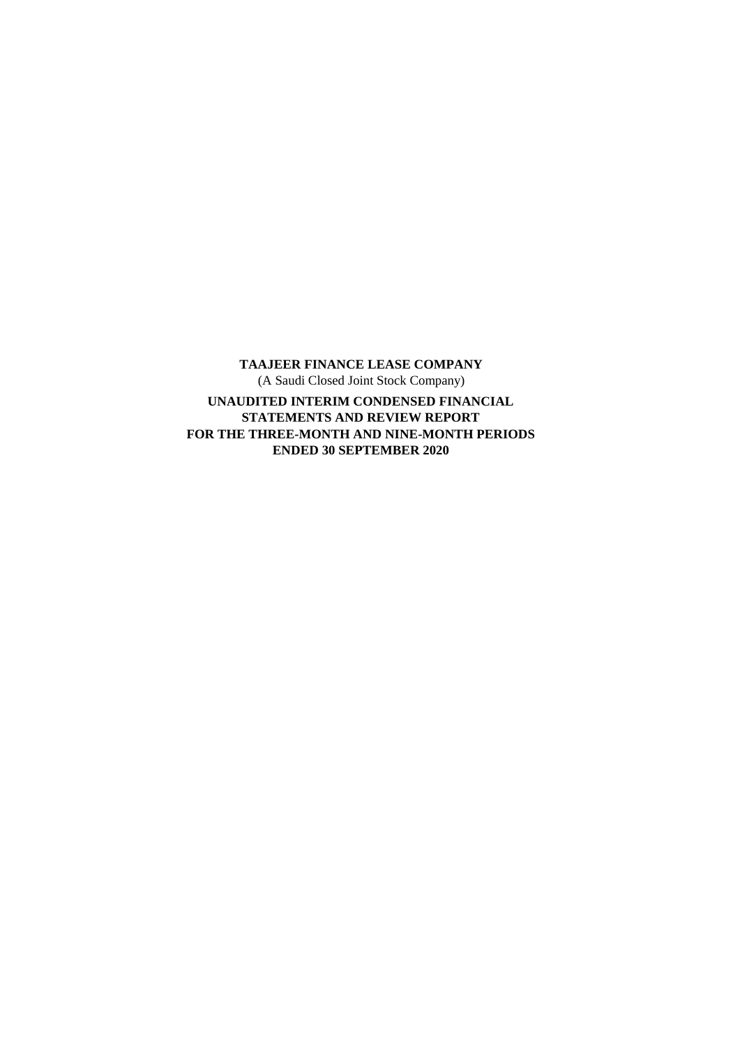**TAAJEER FINANCE LEASE COMPANY**

(A Saudi Closed Joint Stock Company)

**UNAUDITED INTERIM CONDENSED FINANCIAL STATEMENTS AND REVIEW REPORT FOR THE THREE-MONTH AND NINE-MONTH PERIODS ENDED 30 SEPTEMBER 2020**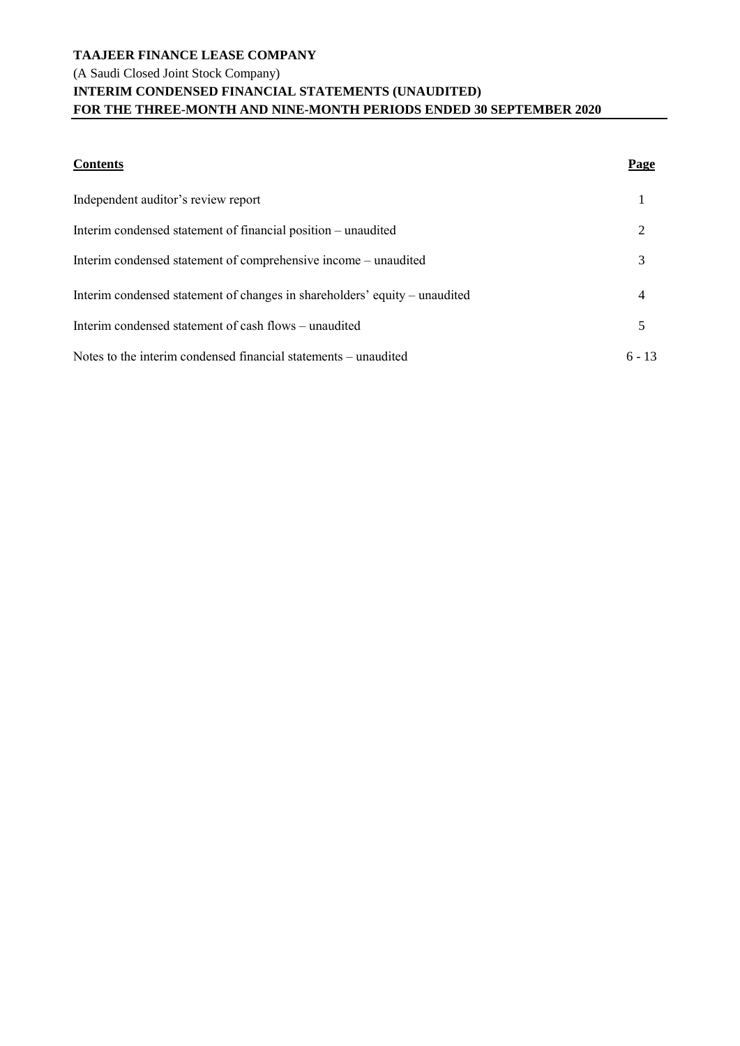**TAAJEER FINANCE LEASE COMPANY**

(A Saudi Closed Joint Stock Company)

**INTERIM CONDENSED FINANCIAL STATEMENTS (UNAUDITED)**

**FOR THE THREE-MONTH AND NINE-MONTH PERIODS ENDED 30 SEPTEMBER 2020**

| **Contents** | **Page** |
|---|---|
| Independent auditor's review report | 1 |
| Interim condensed statement of financial position – unaudited | 2 |
| Interim condensed statement of comprehensive income – unaudited | 3 |
| Interim condensed statement of changes in shareholders' equity – unaudited | 4 |
| Interim condensed statement of cash flows – unaudited | 5 |
| Notes to the interim condensed financial statements – unaudited | 6 - 13 |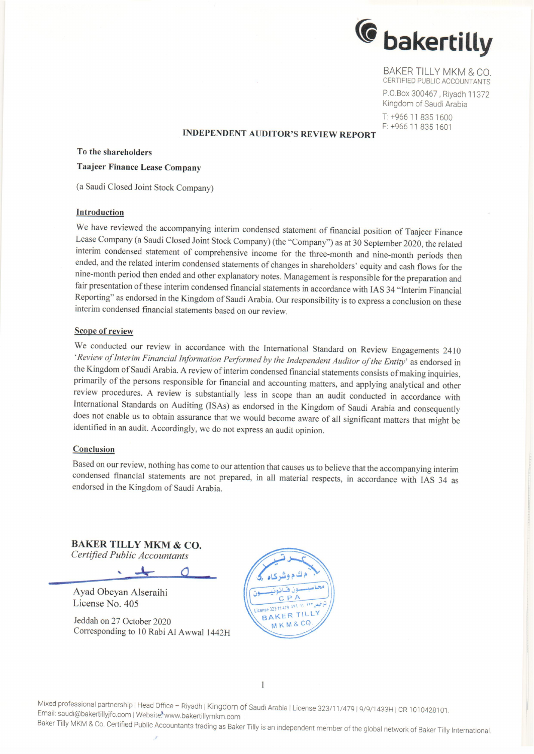**bakertilly**

BAKER TILLY MKM & CO.
CERTIFIED PUBLIC ACCOUNTANTS
P.O.Box 300467, Riyadh 11372
Kingdom of Saudi Arabia
T: +966 11 835 1600
F: +966 11 835 1601

# INDEPENDENT AUDITOR'S REVIEW REPORT

**To the shareholders**

**Taajeer Finance Lease Company**

(a Saudi Closed Joint Stock Company)

## Introduction

We have reviewed the accompanying interim condensed statement of financial position of Taajeer Finance Lease Company (a Saudi Closed Joint Stock Company) (the "Company") as at 30 September 2020, the related interim condensed statement of comprehensive income for the three-month and nine-month periods then ended, and the related interim condensed statements of changes in shareholders' equity and cash flows for the nine-month period then ended and other explanatory notes. Management is responsible for the preparation and fair presentation of these interim condensed financial statements in accordance with IAS 34 "Interim Financial Reporting" as endorsed in the Kingdom of Saudi Arabia. Our responsibility is to express a conclusion on these interim condensed financial statements based on our review.

## Scope of review

We conducted our review in accordance with the International Standard on Review Engagements 2410 '*Review of Interim Financial Information Performed by the Independent Auditor of the Entity*' as endorsed in the Kingdom of Saudi Arabia. A review of interim condensed financial statements consists of making inquiries, primarily of the persons responsible for financial and accounting matters, and applying analytical and other review procedures. A review is substantially less in scope than an audit conducted in accordance with International Standards on Auditing (ISAs) as endorsed in the Kingdom of Saudi Arabia and consequently does not enable us to obtain assurance that we would become aware of all significant matters that might be identified in an audit. Accordingly, we do not express an audit opinion.

## Conclusion

Based on our review, nothing has come to our attention that causes us to believe that the accompanying interim condensed financial statements are not prepared, in all material respects, in accordance with IAS 34 as endorsed in the Kingdom of Saudi Arabia.

**BAKER TILLY MKM & CO.**
*Certified Public Accountants*

Ayad Obeyan Alseraihi
License No. 405

Jeddah on 27 October 2020
Corresponding to 10 Rabi Al Awwal 1442H

Mixed professional partnership | Head Office – Riyadh | Kingdom of Saudi Arabia | License 323/11/479 | 9/9/1433H | CR 1010428101.
Email: saudi@bakertillyjfc.com | Website www.bakertillymkm.com
Baker Tilly MKM & Co. Certified Public Accountants trading as Baker Tilly is an independent member of the global network of Baker Tilly International.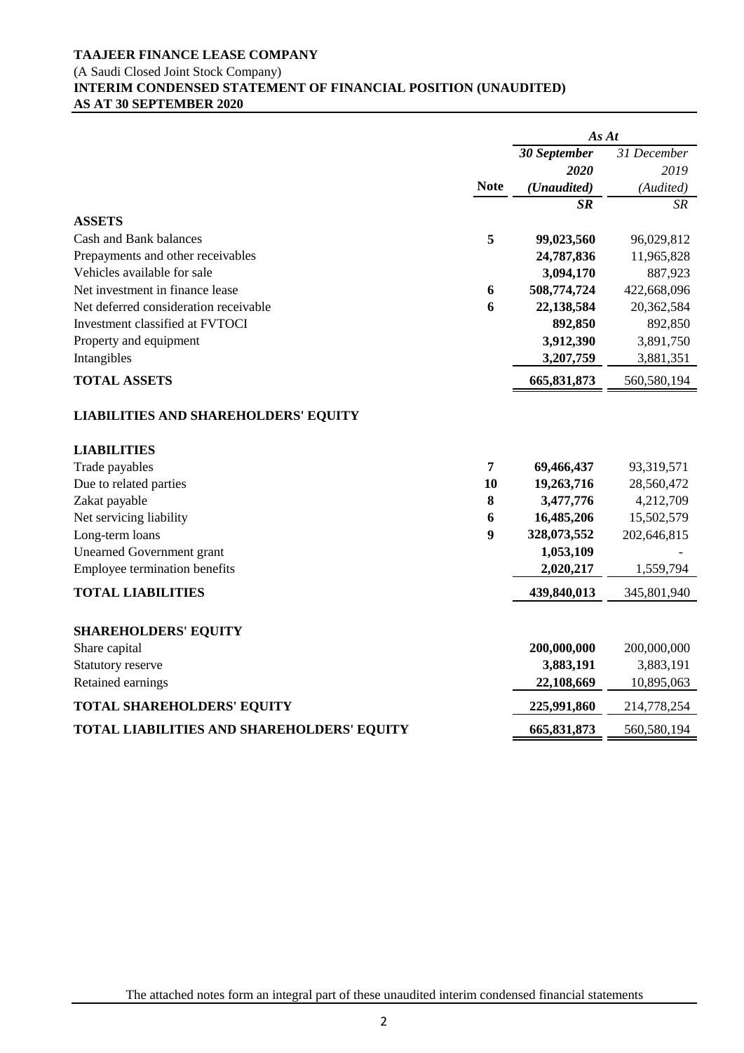**TAAJEER FINANCE LEASE COMPANY**
(A Saudi Closed Joint Stock Company)
**INTERIM CONDENSED STATEMENT OF FINANCIAL POSITION (UNAUDITED)**
**AS AT 30 SEPTEMBER 2020**

| | Note | As At 30 September 2020 (Unaudited) SR | 31 December 2019 (Audited) SR |
|---|---|---|---|
| **ASSETS** | | | |
| Cash and Bank balances | 5 | **99,023,560** | 96,029,812 |
| Prepayments and other receivables | | **24,787,836** | 11,965,828 |
| Vehicles available for sale | | **3,094,170** | 887,923 |
| Net investment in finance lease | 6 | **508,774,724** | 422,668,096 |
| Net deferred consideration receivable | 6 | **22,138,584** | 20,362,584 |
| Investment classified at FVTOCI | | **892,850** | 892,850 |
| Property and equipment | | **3,912,390** | 3,891,750 |
| Intangibles | | **3,207,759** | 3,881,351 |
| **TOTAL ASSETS** | | **665,831,873** | 560,580,194 |
| **LIABILITIES AND SHAREHOLDERS' EQUITY** | | | |
| **LIABILITIES** | | | |
| Trade payables | 7 | **69,466,437** | 93,319,571 |
| Due to related parties | 10 | **19,263,716** | 28,560,472 |
| Zakat payable | 8 | **3,477,776** | 4,212,709 |
| Net servicing liability | 6 | **16,485,206** | 15,502,579 |
| Long-term loans | 9 | **328,073,552** | 202,646,815 |
| Unearned Government grant | | **1,053,109** | - |
| Employee termination benefits | | **2,020,217** | 1,559,794 |
| **TOTAL LIABILITIES** | | **439,840,013** | 345,801,940 |
| **SHAREHOLDERS' EQUITY** | | | |
| Share capital | | **200,000,000** | 200,000,000 |
| Statutory reserve | | **3,883,191** | 3,883,191 |
| Retained earnings | | **22,108,669** | 10,895,063 |
| **TOTAL SHAREHOLDERS' EQUITY** | | **225,991,860** | 214,778,254 |
| **TOTAL LIABILITIES AND SHAREHOLDERS' EQUITY** | | **665,831,873** | 560,580,194 |

The attached notes form an integral part of these unaudited interim condensed financial statements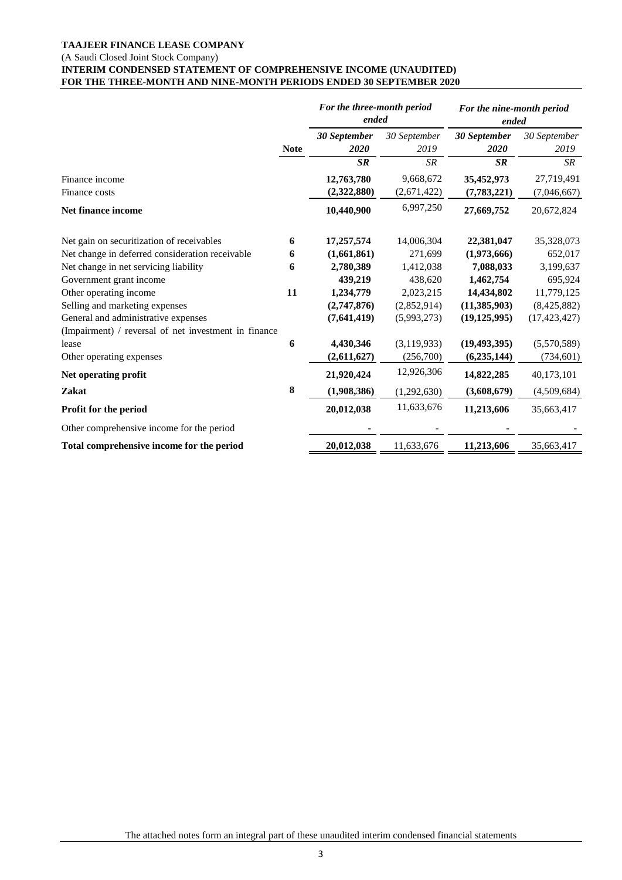**TAAJEER FINANCE LEASE COMPANY**

(A Saudi Closed Joint Stock Company)

**INTERIM CONDENSED STATEMENT OF COMPREHENSIVE INCOME (UNAUDITED)**

**FOR THE THREE-MONTH AND NINE-MONTH PERIODS ENDED 30 SEPTEMBER 2020**

| | | ***For the three-month period ended*** | | ***For the nine-month period ended*** | |
|---|---|---|---|---|---|
| | **Note** | ***30 September 2020*** | *30 September 2019* | ***30 September 2020*** | *30 September 2019* |
| | | ***SR*** | *SR* | ***SR*** | *SR* |
| Finance income | | **12,763,780** | 9,668,672 | **35,452,973** | 27,719,491 |
| Finance costs | | **(2,322,880)** | (2,671,422) | **(7,783,221)** | (7,046,667) |
| **Net finance income** | | **10,440,900** | 6,997,250 | **27,669,752** | 20,672,824 |
| Net gain on securitization of receivables | **6** | **17,257,574** | 14,006,304 | **22,381,047** | 35,328,073 |
| Net change in deferred consideration receivable | **6** | **(1,661,861)** | 271,699 | **(1,973,666)** | 652,017 |
| Net change in net servicing liability | **6** | **2,780,389** | 1,412,038 | **7,088,033** | 3,199,637 |
| Government grant income | | **439,219** | 438,620 | **1,462,754** | 695,924 |
| Other operating income | **11** | **1,234,779** | 2,023,215 | **14,434,802** | 11,779,125 |
| Selling and marketing expenses | | **(2,747,876)** | (2,852,914) | **(11,385,903)** | (8,425,882) |
| General and administrative expenses | | **(7,641,419)** | (5,993,273) | **(19,125,995)** | (17,423,427) |
| (Impairment) / reversal of net investment in finance lease | **6** | **4,430,346** | (3,119,933) | **(19,493,395)** | (5,570,589) |
| Other operating expenses | | **(2,611,627)** | (256,700) | **(6,235,144)** | (734,601) |
| **Net operating profit** | | **21,920,424** | 12,926,306 | **14,822,285** | 40,173,101 |
| **Zakat** | **8** | **(1,908,386)** | (1,292,630) | **(3,608,679)** | (4,509,684) |
| **Profit for the period** | | **20,012,038** | 11,633,676 | **11,213,606** | 35,663,417 |
| Other comprehensive income for the period | | **-** | - | **-** | - |
| **Total comprehensive income for the period** | | **20,012,038** | 11,633,676 | **11,213,606** | 35,663,417 |

The attached notes form an integral part of these unaudited interim condensed financial statements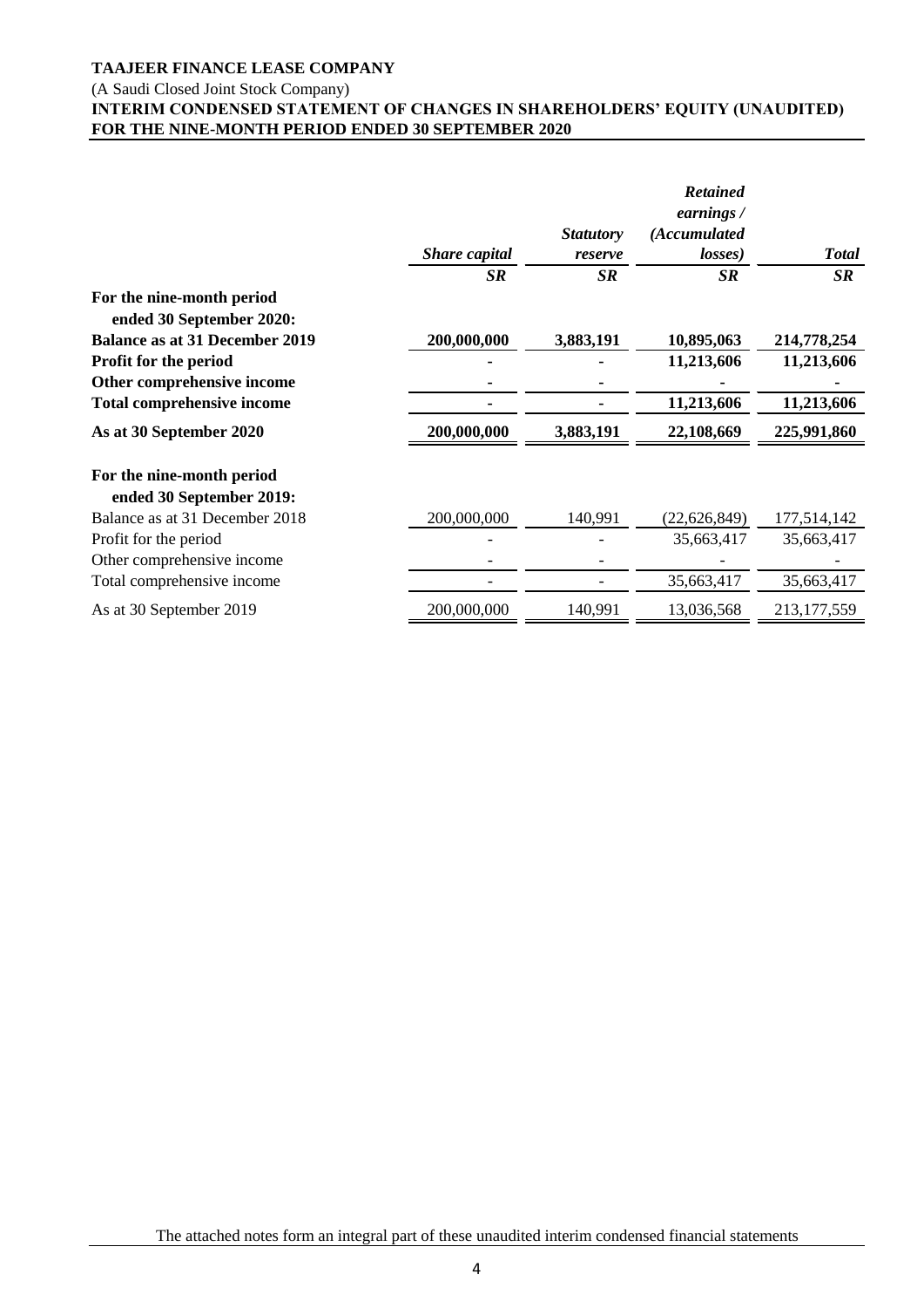**TAAJEER FINANCE LEASE COMPANY**
(A Saudi Closed Joint Stock Company)
**INTERIM CONDENSED STATEMENT OF CHANGES IN SHAREHOLDERS' EQUITY (UNAUDITED)**
**FOR THE NINE-MONTH PERIOD ENDED 30 SEPTEMBER 2020**

| | *Share capital* | *Statutory reserve* | *Retained earnings / (Accumulated losses)* | *Total* |
|---|---|---|---|---|
| | ***SR*** | ***SR*** | ***SR*** | ***SR*** |
| **For the nine-month period ended 30 September 2020:** | | | | |
| **Balance as at 31 December 2019** | **200,000,000** | **3,883,191** | **10,895,063** | **214,778,254** |
| **Profit for the period** | **-** | **-** | **11,213,606** | **11,213,606** |
| **Other comprehensive income** | **-** | **-** | **-** | **-** |
| **Total comprehensive income** | **-** | **-** | **11,213,606** | **11,213,606** |
| **As at 30 September 2020** | **200,000,000** | **3,883,191** | **22,108,669** | **225,991,860** |
| **For the nine-month period ended 30 September 2019:** | | | | |
| Balance as at 31 December 2018 | 200,000,000 | 140,991 | (22,626,849) | 177,514,142 |
| Profit for the period | - | - | 35,663,417 | 35,663,417 |
| Other comprehensive income | - | - | - | - |
| Total comprehensive income | - | - | 35,663,417 | 35,663,417 |
| As at 30 September 2019 | 200,000,000 | 140,991 | 13,036,568 | 213,177,559 |

The attached notes form an integral part of these unaudited interim condensed financial statements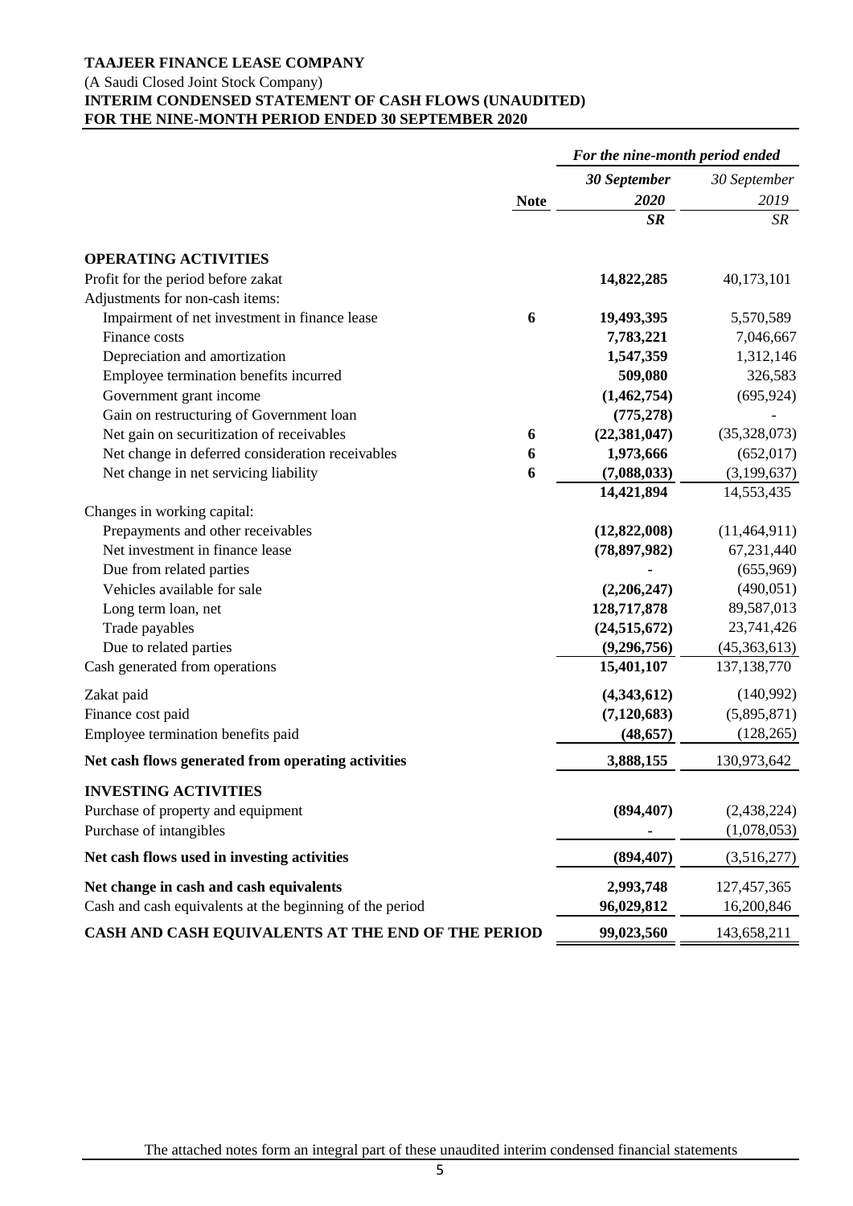**TAAJEER FINANCE LEASE COMPANY**
(A Saudi Closed Joint Stock Company)
**INTERIM CONDENSED STATEMENT OF CASH FLOWS (UNAUDITED)**
**FOR THE NINE-MONTH PERIOD ENDED 30 SEPTEMBER 2020**

| | | *For the nine-month period ended* | |
|---|---|---|---|
| | **Note** | ***30 September 2020*** | *30 September 2019* |
| | | ***SR*** | *SR* |
| **OPERATING ACTIVITIES** | | | |
| Profit for the period before zakat | | **14,822,285** | 40,173,101 |
| Adjustments for non-cash items: | | | |
| Impairment of net investment in finance lease | 6 | **19,493,395** | 5,570,589 |
| Finance costs | | **7,783,221** | 7,046,667 |
| Depreciation and amortization | | **1,547,359** | 1,312,146 |
| Employee termination benefits incurred | | **509,080** | 326,583 |
| Government grant income | | **(1,462,754)** | (695,924) |
| Gain on restructuring of Government loan | | **(775,278)** | - |
| Net gain on securitization of receivables | 6 | **(22,381,047)** | (35,328,073) |
| Net change in deferred consideration receivables | 6 | **1,973,666** | (652,017) |
| Net change in net servicing liability | 6 | **(7,088,033)** | (3,199,637) |
| | | **14,421,894** | 14,553,435 |
| Changes in working capital: | | | |
| Prepayments and other receivables | | **(12,822,008)** | (11,464,911) |
| Net investment in finance lease | | **(78,897,982)** | 67,231,440 |
| Due from related parties | | **-** | (655,969) |
| Vehicles available for sale | | **(2,206,247)** | (490,051) |
| Long term loan, net | | **128,717,878** | 89,587,013 |
| Trade payables | | **(24,515,672)** | 23,741,426 |
| Due to related parties | | **(9,296,756)** | (45,363,613) |
| Cash generated from operations | | **15,401,107** | 137,138,770 |
| Zakat paid | | **(4,343,612)** | (140,992) |
| Finance cost paid | | **(7,120,683)** | (5,895,871) |
| Employee termination benefits paid | | **(48,657)** | (128,265) |
| **Net cash flows generated from operating activities** | | **3,888,155** | 130,973,642 |
| **INVESTING ACTIVITIES** | | | |
| Purchase of property and equipment | | **(894,407)** | (2,438,224) |
| Purchase of intangibles | | **-** | (1,078,053) |
| **Net cash flows used in investing activities** | | **(894,407)** | (3,516,277) |
| **Net change in cash and cash equivalents** | | **2,993,748** | 127,457,365 |
| Cash and cash equivalents at the beginning of the period | | **96,029,812** | 16,200,846 |
| **CASH AND CASH EQUIVALENTS AT THE END OF THE PERIOD** | | **99,023,560** | 143,658,211 |

The attached notes form an integral part of these unaudited interim condensed financial statements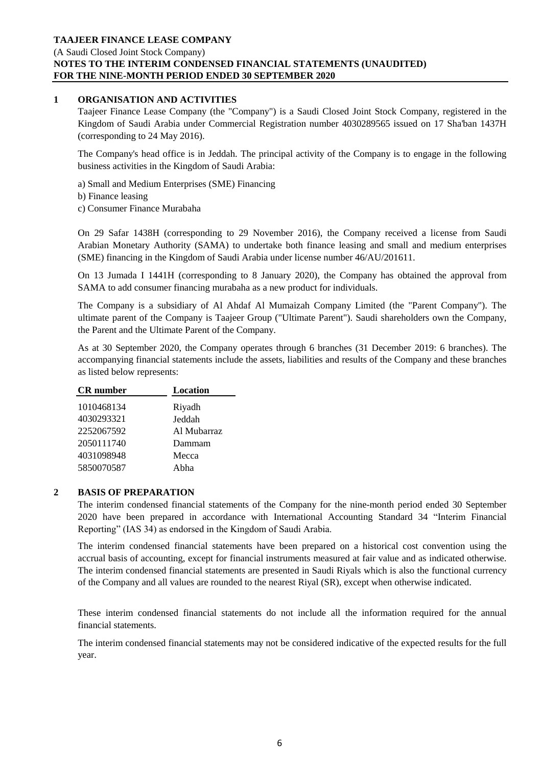**TAAJEER FINANCE LEASE COMPANY**
(A Saudi Closed Joint Stock Company)
**NOTES TO THE INTERIM CONDENSED FINANCIAL STATEMENTS (UNAUDITED)**
**FOR THE NINE-MONTH PERIOD ENDED 30 SEPTEMBER 2020**

## 1 ORGANISATION AND ACTIVITIES

Taajeer Finance Lease Company (the "Company") is a Saudi Closed Joint Stock Company, registered in the Kingdom of Saudi Arabia under Commercial Registration number 4030289565 issued on 17 Sha'ban 1437H (corresponding to 24 May 2016).

The Company's head office is in Jeddah. The principal activity of the Company is to engage in the following business activities in the Kingdom of Saudi Arabia:

a) Small and Medium Enterprises (SME) Financing
b) Finance leasing
c) Consumer Finance Murabaha

On 29 Safar 1438H (corresponding to 29 November 2016), the Company received a license from Saudi Arabian Monetary Authority (SAMA) to undertake both finance leasing and small and medium enterprises (SME) financing in the Kingdom of Saudi Arabia under license number 46/AU/201611.

On 13 Jumada I 1441H (corresponding to 8 January 2020), the Company has obtained the approval from SAMA to add consumer financing murabaha as a new product for individuals.

The Company is a subsidiary of Al Ahdaf Al Mumaizah Company Limited (the "Parent Company"). The ultimate parent of the Company is Taajeer Group ("Ultimate Parent"). Saudi shareholders own the Company, the Parent and the Ultimate Parent of the Company.

As at 30 September 2020, the Company operates through 6 branches (31 December 2019: 6 branches). The accompanying financial statements include the assets, liabilities and results of the Company and these branches as listed below represents:

| CR number | Location |
|---|---|
| 1010468134 | Riyadh |
| 4030293321 | Jeddah |
| 2252067592 | Al Mubarraz |
| 2050111740 | Dammam |
| 4031098948 | Mecca |
| 5850070587 | Abha |

## 2 BASIS OF PREPARATION

The interim condensed financial statements of the Company for the nine-month period ended 30 September 2020 have been prepared in accordance with International Accounting Standard 34 "Interim Financial Reporting" (IAS 34) as endorsed in the Kingdom of Saudi Arabia.

The interim condensed financial statements have been prepared on a historical cost convention using the accrual basis of accounting, except for financial instruments measured at fair value and as indicated otherwise. The interim condensed financial statements are presented in Saudi Riyals which is also the functional currency of the Company and all values are rounded to the nearest Riyal (SR), except when otherwise indicated.

These interim condensed financial statements do not include all the information required for the annual financial statements.

The interim condensed financial statements may not be considered indicative of the expected results for the full year.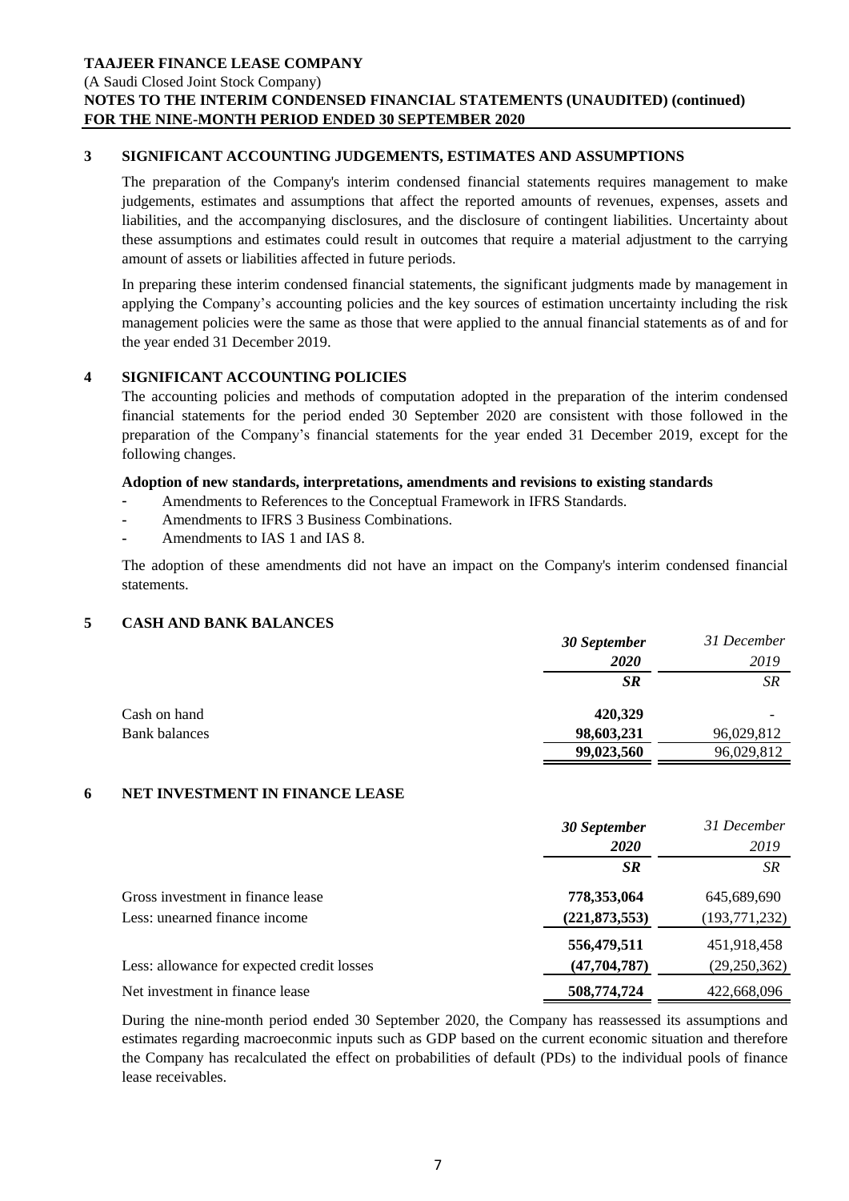**TAAJEER FINANCE LEASE COMPANY**
(A Saudi Closed Joint Stock Company)
**NOTES TO THE INTERIM CONDENSED FINANCIAL STATEMENTS (UNAUDITED) (continued)**
**FOR THE NINE-MONTH PERIOD ENDED 30 SEPTEMBER 2020**

## 3 SIGNIFICANT ACCOUNTING JUDGEMENTS, ESTIMATES AND ASSUMPTIONS

The preparation of the Company's interim condensed financial statements requires management to make judgements, estimates and assumptions that affect the reported amounts of revenues, expenses, assets and liabilities, and the accompanying disclosures, and the disclosure of contingent liabilities. Uncertainty about these assumptions and estimates could result in outcomes that require a material adjustment to the carrying amount of assets or liabilities affected in future periods.

In preparing these interim condensed financial statements, the significant judgments made by management in applying the Company's accounting policies and the key sources of estimation uncertainty including the risk management policies were the same as those that were applied to the annual financial statements as of and for the year ended 31 December 2019.

## 4 SIGNIFICANT ACCOUNTING POLICIES

The accounting policies and methods of computation adopted in the preparation of the interim condensed financial statements for the period ended 30 September 2020 are consistent with those followed in the preparation of the Company's financial statements for the year ended 31 December 2019, except for the following changes.

**Adoption of new standards, interpretations, amendments and revisions to existing standards**

- Amendments to References to the Conceptual Framework in IFRS Standards.
- Amendments to IFRS 3 Business Combinations.
- Amendments to IAS 1 and IAS 8.

The adoption of these amendments did not have an impact on the Company's interim condensed financial statements.

## 5 CASH AND BANK BALANCES

| | ***30 September 2020*** | *31 December 2019* |
|---|---|---|
| | ***SR*** | *SR* |
| Cash on hand | **420,329** | - |
| Bank balances | **98,603,231** | 96,029,812 |
| | **99,023,560** | 96,029,812 |

## 6 NET INVESTMENT IN FINANCE LEASE

| | ***30 September 2020*** | *31 December 2019* |
|---|---|---|
| | ***SR*** | *SR* |
| Gross investment in finance lease | **778,353,064** | 645,689,690 |
| Less: unearned finance income | **(221,873,553)** | (193,771,232) |
| | **556,479,511** | 451,918,458 |
| Less: allowance for expected credit losses | **(47,704,787)** | (29,250,362) |
| Net investment in finance lease | **508,774,724** | 422,668,096 |

During the nine-month period ended 30 September 2020, the Company has reassessed its assumptions and estimates regarding macroeconmic inputs such as GDP based on the current economic situation and therefore the Company has recalculated the effect on probabilities of default (PDs) to the individual pools of finance lease receivables.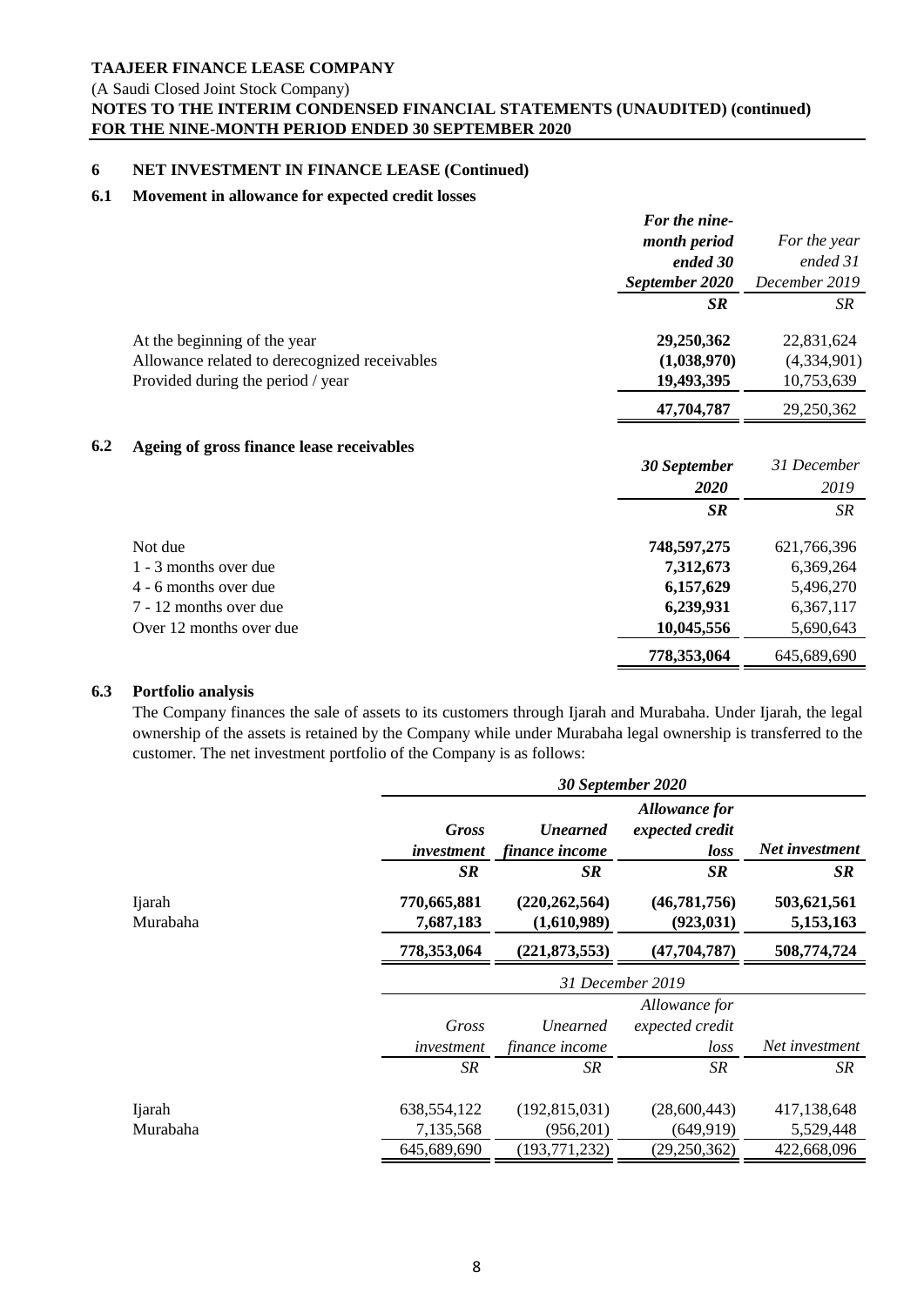## 6 NET INVESTMENT IN FINANCE LEASE (Continued)

### 6.1 Movement in allowance for expected credit losses

| | ***For the nine-month period ended 30 September 2020*** | *For the year ended 31 December 2019* |
|---|---|---|
| | ***SR*** | *SR* |
| At the beginning of the year | **29,250,362** | 22,831,624 |
| Allowance related to derecognized receivables | **(1,038,970)** | (4,334,901) |
| Provided during the period / year | **19,493,395** | 10,753,639 |
| | **47,704,787** | 29,250,362 |

### 6.2 Ageing of gross finance lease receivables

| | ***30 September 2020*** | *31 December 2019* |
|---|---|---|
| | ***SR*** | *SR* |
| Not due | **748,597,275** | 621,766,396 |
| 1 - 3 months over due | **7,312,673** | 6,369,264 |
| 4 - 6 months over due | **6,157,629** | 5,496,270 |
| 7 - 12 months over due | **6,239,931** | 6,367,117 |
| Over 12 months over due | **10,045,556** | 5,690,643 |
| | **778,353,064** | 645,689,690 |

### 6.3 Portfolio analysis

The Company finances the sale of assets to its customers through Ijarah and Murabaha. Under Ijarah, the legal ownership of the assets is retained by the Company while under Murabaha legal ownership is transferred to the customer. The net investment portfolio of the Company is as follows:

| | ***30 September 2020*** | | | |
|---|---|---|---|---|
| | ***Gross investment*** | ***Unearned finance income*** | ***Allowance for expected credit loss*** | ***Net investment*** |
| | ***SR*** | ***SR*** | ***SR*** | ***SR*** |
| Ijarah | **770,665,881** | **(220,262,564)** | **(46,781,756)** | **503,621,561** |
| Murabaha | **7,687,183** | **(1,610,989)** | **(923,031)** | **5,153,163** |
| | **778,353,064** | **(221,873,553)** | **(47,704,787)** | **508,774,724** |

| | *31 December 2019* | | | |
|---|---|---|---|---|
| | *Gross investment* | *Unearned finance income* | *Allowance for expected credit loss* | *Net investment* |
| | *SR* | *SR* | *SR* | *SR* |
| Ijarah | 638,554,122 | (192,815,031) | (28,600,443) | 417,138,648 |
| Murabaha | 7,135,568 | (956,201) | (649,919) | 5,529,448 |
| | 645,689,690 | (193,771,232) | (29,250,362) | 422,668,096 |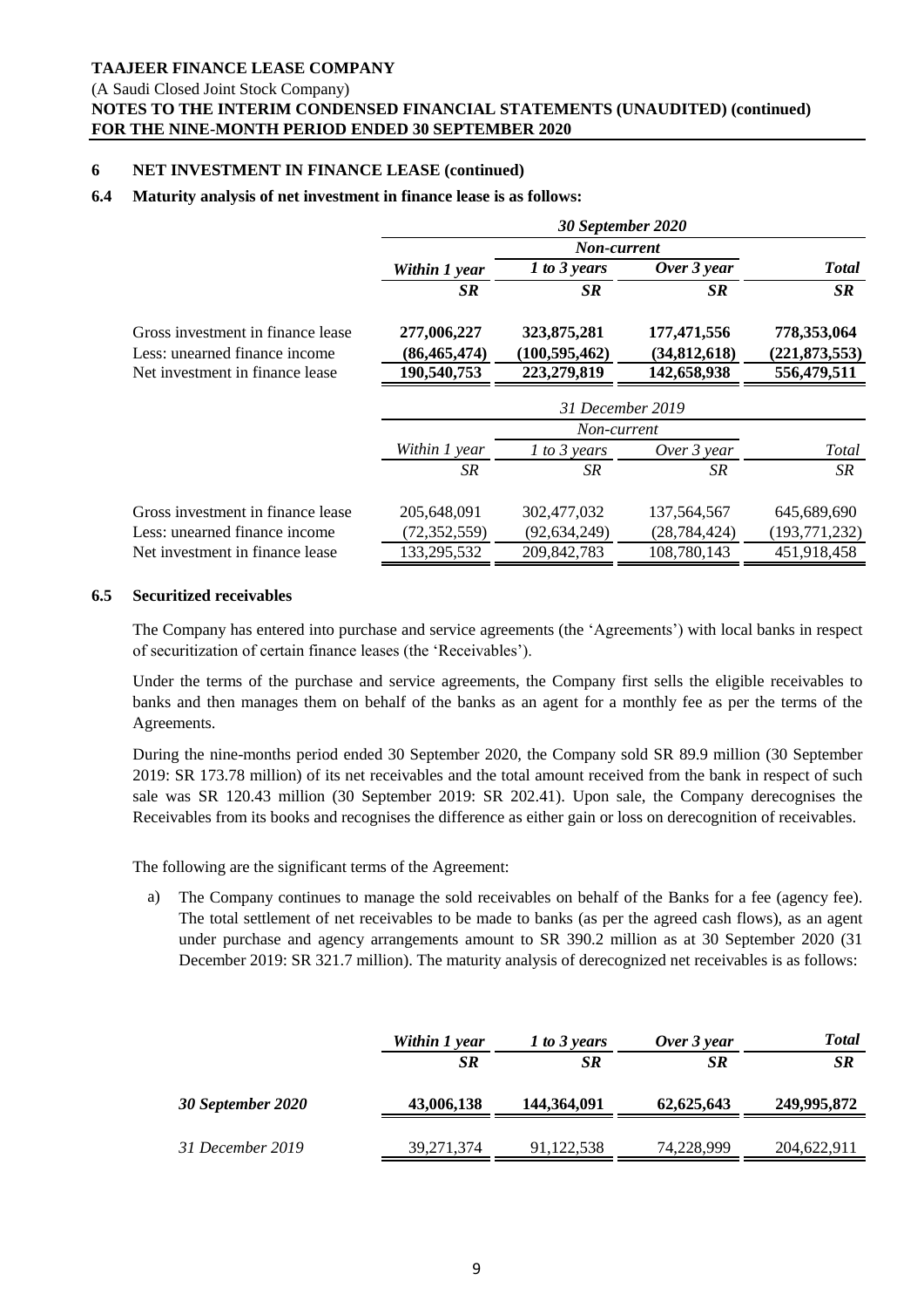## 6 NET INVESTMENT IN FINANCE LEASE (continued)

### 6.4 Maturity analysis of net investment in finance lease is as follows:

| | ***30 September 2020*** | | | |
|---|---|---|---|---|
| | | ***Non-current*** | | |
| | ***Within 1 year*** | ***1 to 3 years*** | ***Over 3 year*** | ***Total*** |
| | ***SR*** | ***SR*** | ***SR*** | ***SR*** |
| Gross investment in finance lease | **277,006,227** | **323,875,281** | **177,471,556** | **778,353,064** |
| Less: unearned finance income | **(86,465,474)** | **(100,595,462)** | **(34,812,618)** | **(221,873,553)** |
| Net investment in finance lease | **190,540,753** | **223,279,819** | **142,658,938** | **556,479,511** |

| | *31 December 2019* | | | |
|---|---|---|---|---|
| | | *Non-current* | | |
| | *Within 1 year* | *1 to 3 years* | *Over 3 year* | *Total* |
| | *SR* | *SR* | *SR* | *SR* |
| Gross investment in finance lease | 205,648,091 | 302,477,032 | 137,564,567 | 645,689,690 |
| Less: unearned finance income | (72,352,559) | (92,634,249) | (28,784,424) | (193,771,232) |
| Net investment in finance lease | 133,295,532 | 209,842,783 | 108,780,143 | 451,918,458 |

### 6.5 Securitized receivables

The Company has entered into purchase and service agreements (the 'Agreements') with local banks in respect of securitization of certain finance leases (the 'Receivables').

Under the terms of the purchase and service agreements, the Company first sells the eligible receivables to banks and then manages them on behalf of the banks as an agent for a monthly fee as per the terms of the Agreements.

During the nine-months period ended 30 September 2020, the Company sold SR 89.9 million (30 September 2019: SR 173.78 million) of its net receivables and the total amount received from the bank in respect of such sale was SR 120.43 million (30 September 2019: SR 202.41). Upon sale, the Company derecognises the Receivables from its books and recognises the difference as either gain or loss on derecognition of receivables.

The following are the significant terms of the Agreement:

a) The Company continues to manage the sold receivables on behalf of the Banks for a fee (agency fee). The total settlement of net receivables to be made to banks (as per the agreed cash flows), as an agent under purchase and agency arrangements amount to SR 390.2 million as at 30 September 2020 (31 December 2019: SR 321.7 million). The maturity analysis of derecognized net receivables is as follows:

| | ***Within 1 year*** | ***1 to 3 years*** | ***Over 3 year*** | ***Total*** |
|---|---|---|---|---|
| | ***SR*** | ***SR*** | ***SR*** | ***SR*** |
| ***30 September 2020*** | **43,006,138** | **144,364,091** | **62,625,643** | **249,995,872** |
| *31 December 2019* | 39,271,374 | 91,122,538 | 74,228,999 | 204,622,911 |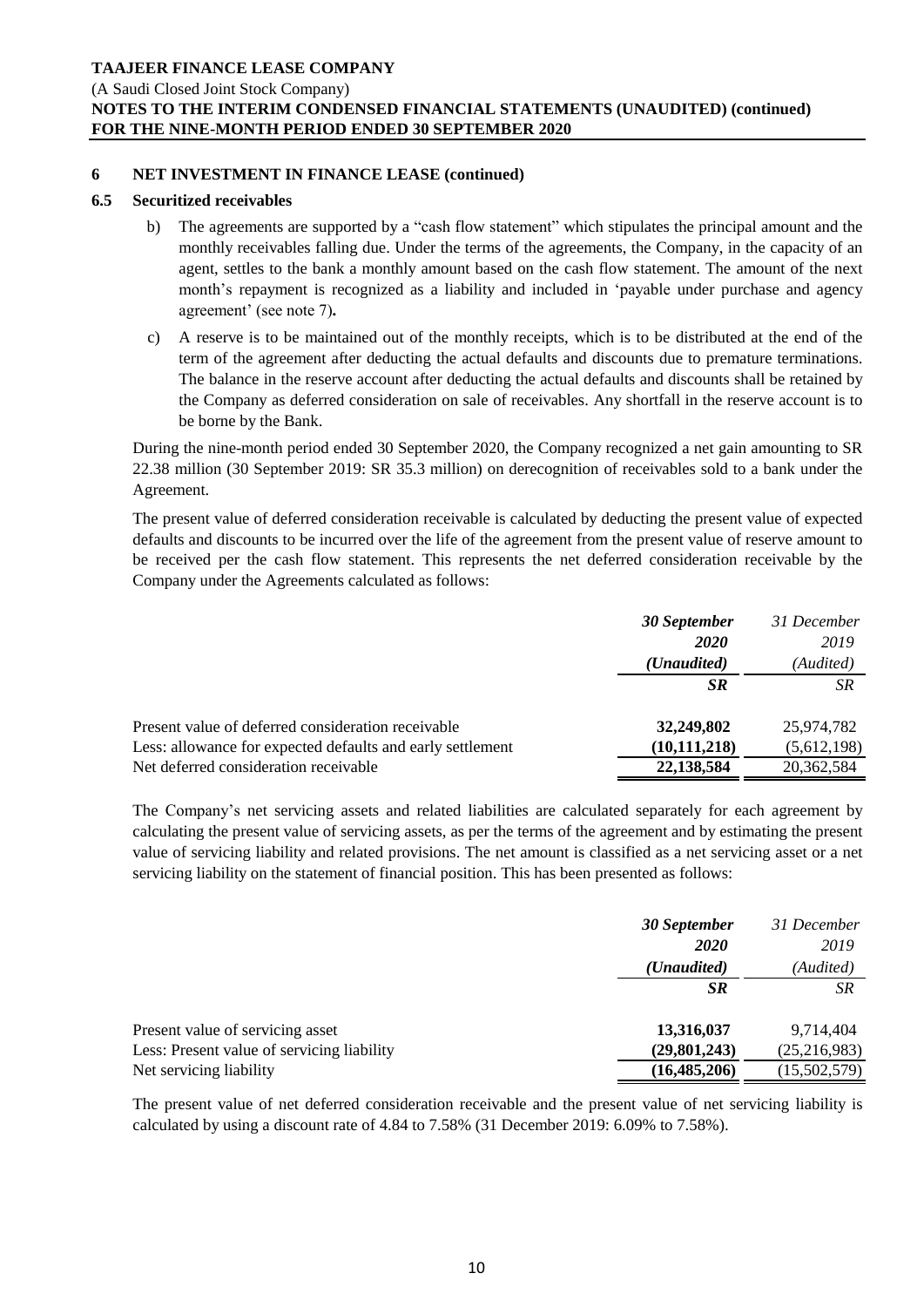## 6 NET INVESTMENT IN FINANCE LEASE (continued)

### 6.5 Securitized receivables

b) The agreements are supported by a "cash flow statement" which stipulates the principal amount and the monthly receivables falling due. Under the terms of the agreements, the Company, in the capacity of an agent, settles to the bank a monthly amount based on the cash flow statement. The amount of the next month's repayment is recognized as a liability and included in 'payable under purchase and agency agreement' (see note 7)**.**

c) A reserve is to be maintained out of the monthly receipts, which is to be distributed at the end of the term of the agreement after deducting the actual defaults and discounts due to premature terminations. The balance in the reserve account after deducting the actual defaults and discounts shall be retained by the Company as deferred consideration on sale of receivables. Any shortfall in the reserve account is to be borne by the Bank.

During the nine-month period ended 30 September 2020, the Company recognized a net gain amounting to SR 22.38 million (30 September 2019: SR 35.3 million) on derecognition of receivables sold to a bank under the Agreement.

The present value of deferred consideration receivable is calculated by deducting the present value of expected defaults and discounts to be incurred over the life of the agreement from the present value of reserve amount to be received per the cash flow statement. This represents the net deferred consideration receivable by the Company under the Agreements calculated as follows:

| | ***30 September 2020 (Unaudited)*** | *31 December 2019 (Audited)* |
|---|---|---|
| | ***SR*** | *SR* |
| Present value of deferred consideration receivable | **32,249,802** | 25,974,782 |
| Less: allowance for expected defaults and early settlement | **(10,111,218)** | (5,612,198) |
| Net deferred consideration receivable | **22,138,584** | 20,362,584 |

The Company's net servicing assets and related liabilities are calculated separately for each agreement by calculating the present value of servicing assets, as per the terms of the agreement and by estimating the present value of servicing liability and related provisions. The net amount is classified as a net servicing asset or a net servicing liability on the statement of financial position. This has been presented as follows:

| | ***30 September 2020 (Unaudited)*** | *31 December 2019 (Audited)* |
|---|---|---|
| | ***SR*** | *SR* |
| Present value of servicing asset | **13,316,037** | 9,714,404 |
| Less: Present value of servicing liability | **(29,801,243)** | (25,216,983) |
| Net servicing liability | **(16,485,206)** | (15,502,579) |

The present value of net deferred consideration receivable and the present value of net servicing liability is calculated by using a discount rate of 4.84 to 7.58% (31 December 2019: 6.09% to 7.58%).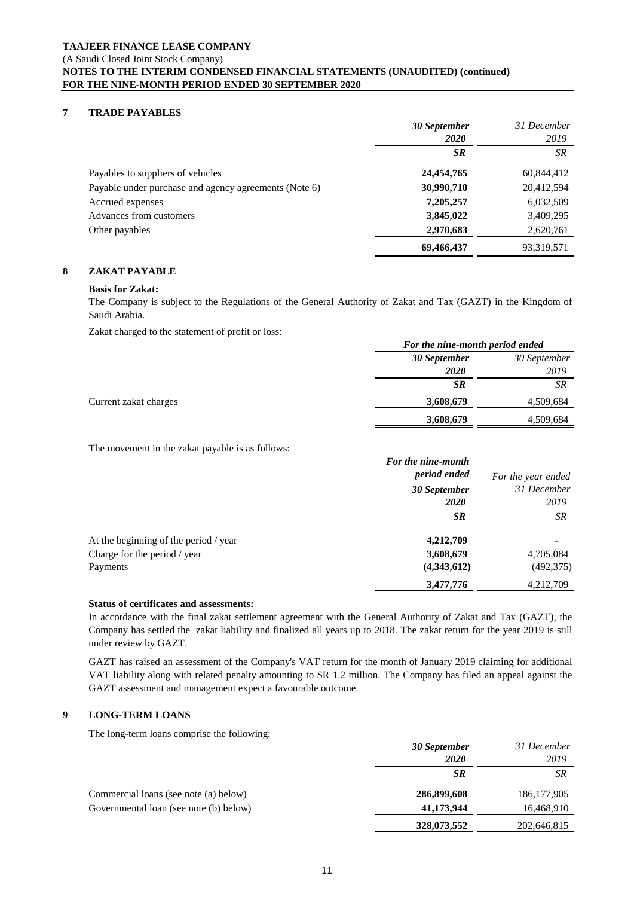## 7 TRADE PAYABLES

| | 30 September 2020 | 31 December 2019 |
|---|---|---|
| | SR | SR |
| Payables to suppliers of vehicles | **24,454,765** | 60,844,412 |
| Payable under purchase and agency agreements (Note 6) | **30,990,710** | 20,412,594 |
| Accrued expenses | **7,205,257** | 6,032,509 |
| Advances from customers | **3,845,022** | 3,409,295 |
| Other payables | **2,970,683** | 2,620,761 |
| | **69,466,437** | 93,319,571 |

## 8 ZAKAT PAYABLE

**Basis for Zakat:**

The Company is subject to the Regulations of the General Authority of Zakat and Tax (GAZT) in the Kingdom of Saudi Arabia.

Zakat charged to the statement of profit or loss:

| | *For the nine-month period ended* | |
|---|---|---|
| | 30 September 2020 | 30 September 2019 |
| | SR | SR |
| Current zakat charges | **3,608,679** | 4,509,684 |
| | **3,608,679** | 4,509,684 |

The movement in the zakat payable is as follows:

| | For the nine-month period ended 30 September 2020 | For the year ended 31 December 2019 |
|---|---|---|
| | SR | SR |
| At the beginning of the period / year | **4,212,709** | - |
| Charge for the period / year | **3,608,679** | 4,705,084 |
| Payments | **(4,343,612)** | (492,375) |
| | **3,477,776** | 4,212,709 |

**Status of certificates and assessments:**

In accordance with the final zakat settlement agreement with the General Authority of Zakat and Tax (GAZT), the Company has settled the zakat liability and finalized all years up to 2018. The zakat return for the year 2019 is still under review by GAZT.

GAZT has raised an assessment of the Company's VAT return for the month of January 2019 claiming for additional VAT liability along with related penalty amounting to SR 1.2 million. The Company has filed an appeal against the GAZT assessment and management expect a favourable outcome.

## 9 LONG-TERM LOANS

The long-term loans comprise the following:

| | 30 September 2020 | 31 December 2019 |
|---|---|---|
| | SR | SR |
| Commercial loans (see note (a) below) | **286,899,608** | 186,177,905 |
| Governmental loan (see note (b) below) | **41,173,944** | 16,468,910 |
| | **328,073,552** | 202,646,815 |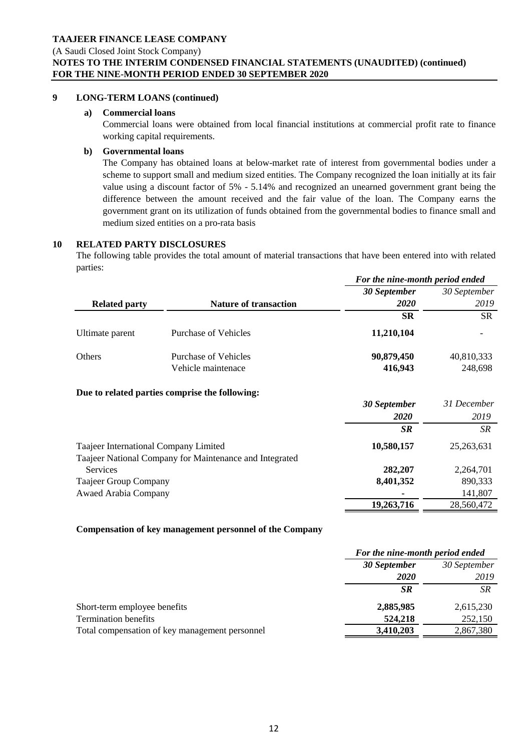## 9 LONG-TERM LOANS (continued)

### a) Commercial loans

Commercial loans were obtained from local financial institutions at commercial profit rate to finance working capital requirements.

### b) Governmental loans

The Company has obtained loans at below-market rate of interest from governmental bodies under a scheme to support small and medium sized entities. The Company recognized the loan initially at its fair value using a discount factor of 5% - 5.14% and recognized an unearned government grant being the difference between the amount received and the fair value of the loan. The Company earns the government grant on its utilization of funds obtained from the governmental bodies to finance small and medium sized entities on a pro-rata basis

## 10 RELATED PARTY DISCLOSURES

The following table provides the total amount of material transactions that have been entered into with related parties:

| | | *For the nine-month period ended* | |
|---|---|---|---|
| **Related party** | **Nature of transaction** | ***30 September 2020*** | *30 September 2019* |
| | | **SR** | SR |
| Ultimate parent | Purchase of Vehicles | **11,210,104** | - |
| Others | Purchase of Vehicles | **90,879,450** | 40,810,333 |
| | Vehicle maintenace | **416,943** | 248,698 |

**Due to related parties comprise the following:**

| | ***30 September 2020*** | *31 December 2019* |
|---|---|---|
| | ***SR*** | *SR* |
| Taajeer International Company Limited | **10,580,157** | 25,263,631 |
| Taajeer National Company for Maintenance and Integrated Services | **282,207** | 2,264,701 |
| Taajeer Group Company | **8,401,352** | 890,333 |
| Awaed Arabia Company | **-** | 141,807 |
| | **19,263,716** | 28,560,472 |

**Compensation of key management personnel of the Company**

| | *For the nine-month period ended* | |
|---|---|---|
| | ***30 September 2020*** | *30 September 2019* |
| | ***SR*** | *SR* |
| Short-term employee benefits | **2,885,985** | 2,615,230 |
| Termination benefits | **524,218** | 252,150 |
| Total compensation of key management personnel | **3,410,203** | 2,867,380 |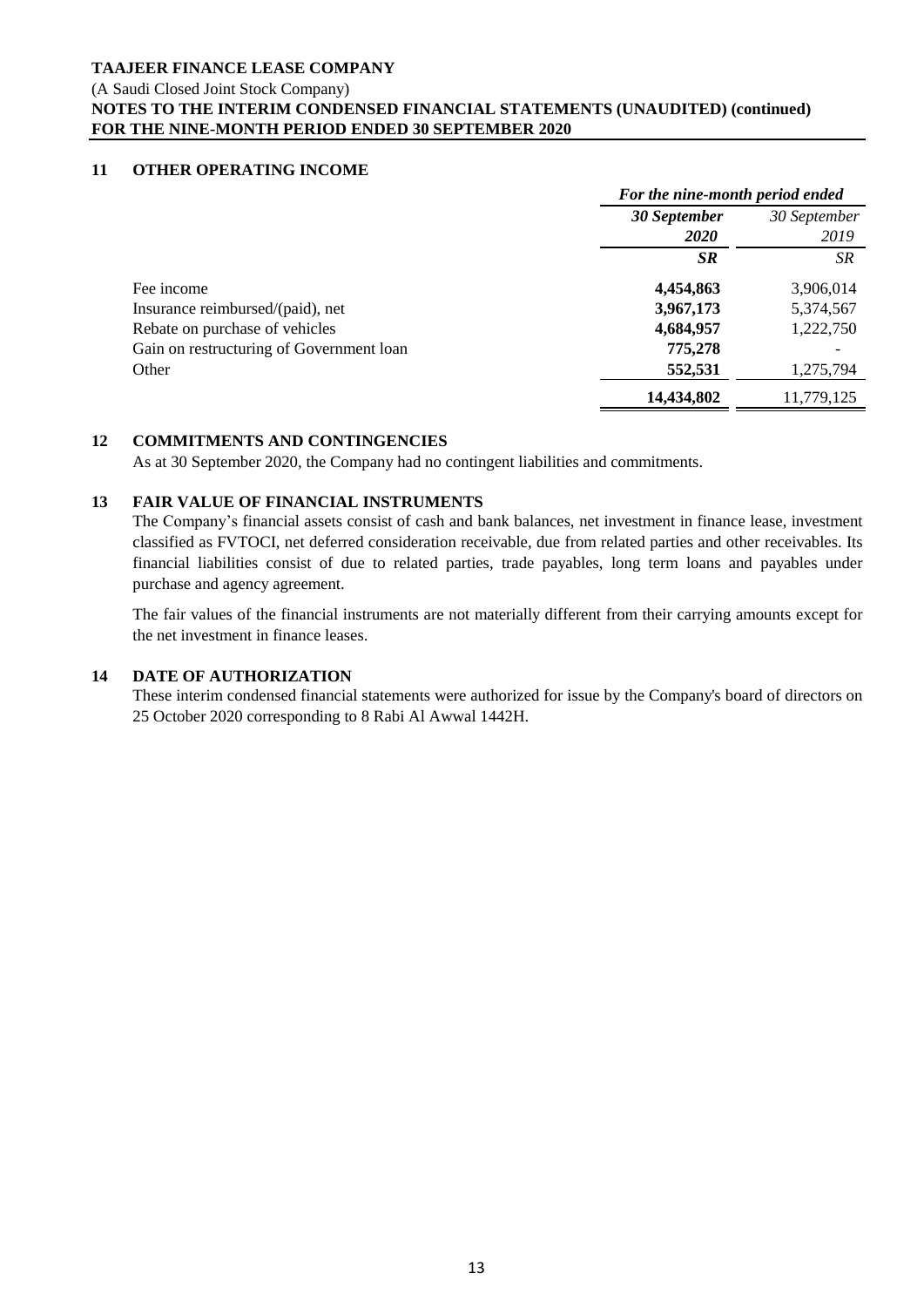**TAAJEER FINANCE LEASE COMPANY**
(A Saudi Closed Joint Stock Company)
**NOTES TO THE INTERIM CONDENSED FINANCIAL STATEMENTS (UNAUDITED) (continued)**
**FOR THE NINE-MONTH PERIOD ENDED 30 SEPTEMBER 2020**

## 11 OTHER OPERATING INCOME

| | *For the nine-month period ended* | |
|---|---|---|
| | ***30 September 2020*** | *30 September 2019* |
| | ***SR*** | *SR* |
| Fee income | **4,454,863** | 3,906,014 |
| Insurance reimbursed/(paid), net | **3,967,173** | 5,374,567 |
| Rebate on purchase of vehicles | **4,684,957** | 1,222,750 |
| Gain on restructuring of Government loan | **775,278** | - |
| Other | **552,531** | 1,275,794 |
| | **14,434,802** | 11,779,125 |

## 12 COMMITMENTS AND CONTINGENCIES

As at 30 September 2020, the Company had no contingent liabilities and commitments.

## 13 FAIR VALUE OF FINANCIAL INSTRUMENTS

The Company's financial assets consist of cash and bank balances, net investment in finance lease, investment classified as FVTOCI, net deferred consideration receivable, due from related parties and other receivables. Its financial liabilities consist of due to related parties, trade payables, long term loans and payables under purchase and agency agreement.

The fair values of the financial instruments are not materially different from their carrying amounts except for the net investment in finance leases.

## 14 DATE OF AUTHORIZATION

These interim condensed financial statements were authorized for issue by the Company's board of directors on 25 October 2020 corresponding to 8 Rabi Al Awwal 1442H.